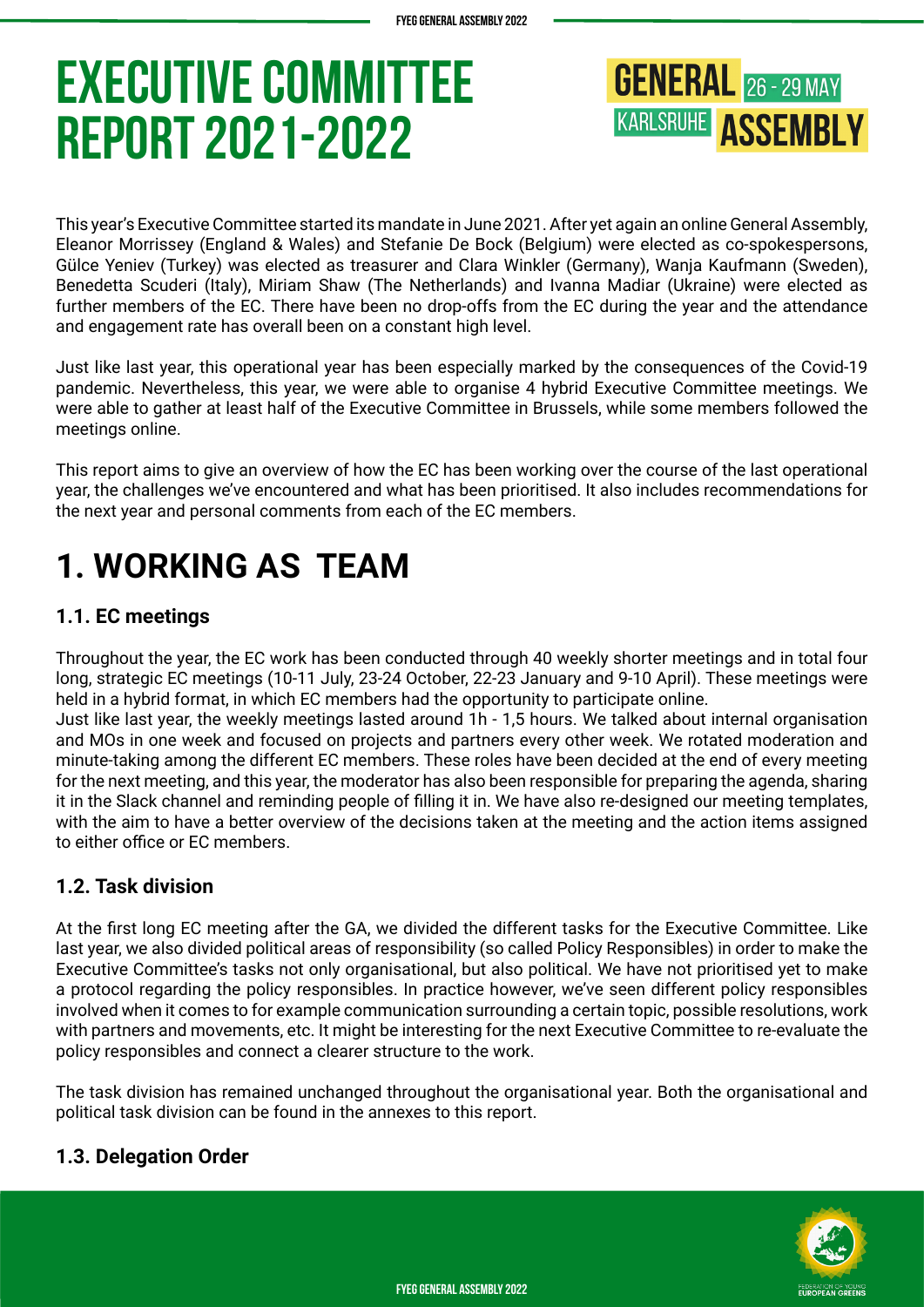# EXECUTIVE COMMITTEE REPORT 2021-2022

GENERAL ASSEMBLY
26 - 29 MAY
KARLSRUHE

This year's Executive Committee started its mandate in June 2021. After yet again an online General Assembly, Eleanor Morrissey (England & Wales) and Stefanie De Bock (Belgium) were elected as co-spokespersons, Gülce Yeniev (Turkey) was elected as treasurer and Clara Winkler (Germany), Wanja Kaufmann (Sweden), Benedetta Scuderi (Italy), Miriam Shaw (The Netherlands) and Ivanna Madiar (Ukraine) were elected as further members of the EC. There have been no drop-offs from the EC during the year and the attendance and engagement rate has overall been on a constant high level.

Just like last year, this operational year has been especially marked by the consequences of the Covid-19 pandemic. Nevertheless, this year, we were able to organise 4 hybrid Executive Committee meetings. We were able to gather at least half of the Executive Committee in Brussels, while some members followed the meetings online.

This report aims to give an overview of how the EC has been working over the course of the last operational year, the challenges we've encountered and what has been prioritised. It also includes recommendations for the next year and personal comments from each of the EC members.

## 1. WORKING AS TEAM

### 1.1. EC meetings

Throughout the year, the EC work has been conducted through 40 weekly shorter meetings and in total four long, strategic EC meetings (10-11 July, 23-24 October, 22-23 January and 9-10 April). These meetings were held in a hybrid format, in which EC members had the opportunity to participate online.
Just like last year, the weekly meetings lasted around 1h - 1,5 hours. We talked about internal organisation and MOs in one week and focused on projects and partners every other week. We rotated moderation and minute-taking among the different EC members. These roles have been decided at the end of every meeting for the next meeting, and this year, the moderator has also been responsible for preparing the agenda, sharing it in the Slack channel and reminding people of filling it in. We have also re-designed our meeting templates, with the aim to have a better overview of the decisions taken at the meeting and the action items assigned to either office or EC members.

### 1.2. Task division

At the first long EC meeting after the GA, we divided the different tasks for the Executive Committee. Like last year, we also divided political areas of responsibility (so called Policy Responsibles) in order to make the Executive Committee's tasks not only organisational, but also political. We have not prioritised yet to make a protocol regarding the policy responsibles. In practice however, we've seen different policy responsibles involved when it comes to for example communication surrounding a certain topic, possible resolutions, work with partners and movements, etc. It might be interesting for the next Executive Committee to re-evaluate the policy responsibles and connect a clearer structure to the work.

The task division has remained unchanged throughout the organisational year. Both the organisational and political task division can be found in the annexes to this report.

### 1.3. Delegation Order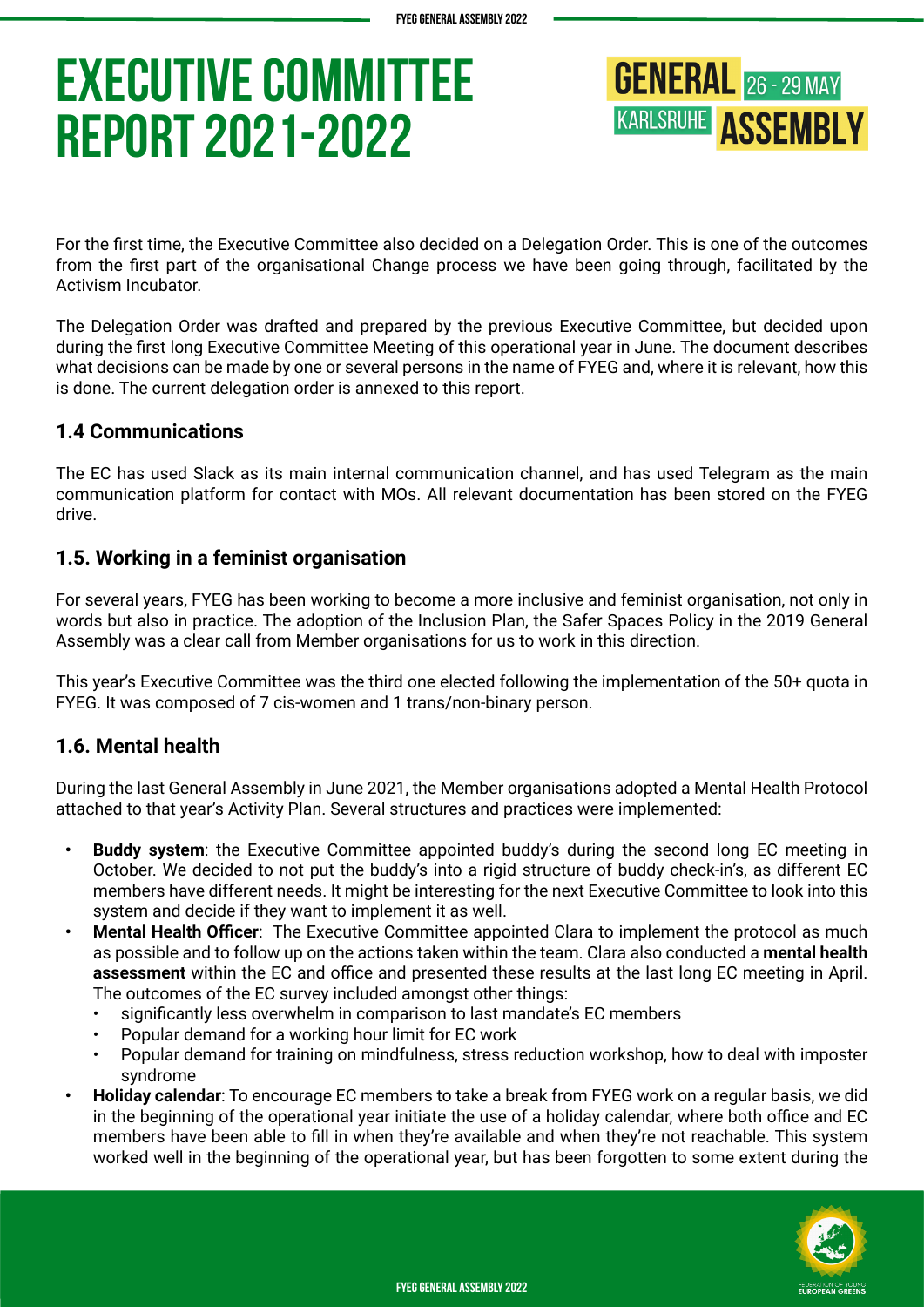# EXECUTIVE COMMITTEE REPORT 2021-2022

GENERAL ASSEMBLY 26 - 29 MAY KARLSRUHE

For the first time, the Executive Committee also decided on a Delegation Order. This is one of the outcomes from the first part of the organisational Change process we have been going through, facilitated by the Activism Incubator.

The Delegation Order was drafted and prepared by the previous Executive Committee, but decided upon during the first long Executive Committee Meeting of this operational year in June. The document describes what decisions can be made by one or several persons in the name of FYEG and, where it is relevant, how this is done. The current delegation order is annexed to this report.

### 1.4 Communications

The EC has used Slack as its main internal communication channel, and has used Telegram as the main communication platform for contact with MOs. All relevant documentation has been stored on the FYEG drive.

### 1.5. Working in a feminist organisation

For several years, FYEG has been working to become a more inclusive and feminist organisation, not only in words but also in practice. The adoption of the Inclusion Plan, the Safer Spaces Policy in the 2019 General Assembly was a clear call from Member organisations for us to work in this direction.

This year's Executive Committee was the third one elected following the implementation of the 50+ quota in FYEG. It was composed of 7 cis-women and 1 trans/non-binary person.

### 1.6. Mental health

During the last General Assembly in June 2021, the Member organisations adopted a Mental Health Protocol attached to that year's Activity Plan. Several structures and practices were implemented:

- **Buddy system**: the Executive Committee appointed buddy's during the second long EC meeting in October. We decided to not put the buddy's into a rigid structure of buddy check-in's, as different EC members have different needs. It might be interesting for the next Executive Committee to look into this system and decide if they want to implement it as well.
- **Mental Health Officer**: The Executive Committee appointed Clara to implement the protocol as much as possible and to follow up on the actions taken within the team. Clara also conducted a **mental health assessment** within the EC and office and presented these results at the last long EC meeting in April. The outcomes of the EC survey included amongst other things:
  - significantly less overwhelm in comparison to last mandate's EC members
  - Popular demand for a working hour limit for EC work
  - Popular demand for training on mindfulness, stress reduction workshop, how to deal with imposter syndrome
- **Holiday calendar**: To encourage EC members to take a break from FYEG work on a regular basis, we did in the beginning of the operational year initiate the use of a holiday calendar, where both office and EC members have been able to fill in when they're available and when they're not reachable. This system worked well in the beginning of the operational year, but has been forgotten to some extent during the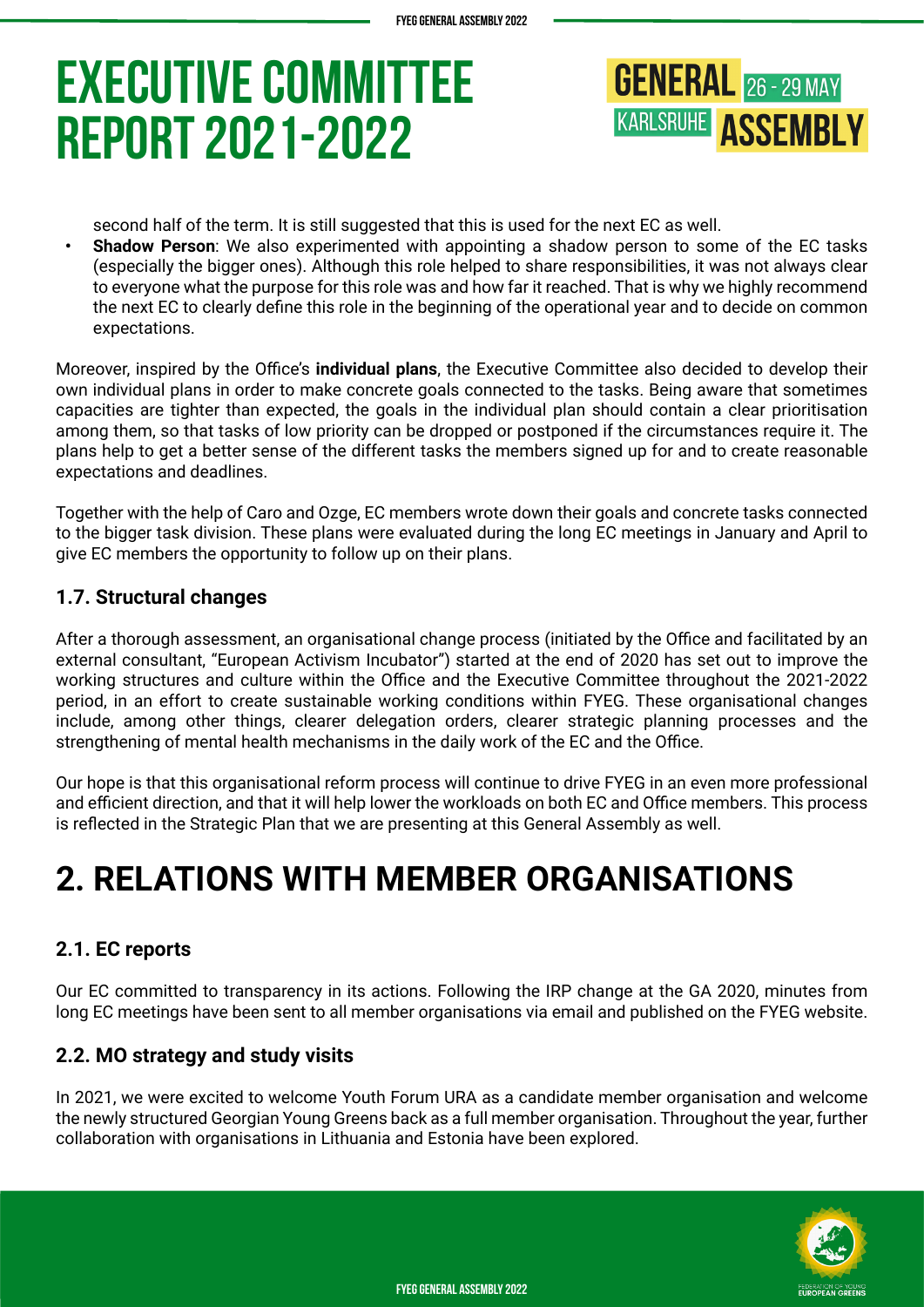second half of the term. It is still suggested that this is used for the next EC as well.

- **Shadow Person**: We also experimented with appointing a shadow person to some of the EC tasks (especially the bigger ones). Although this role helped to share responsibilities, it was not always clear to everyone what the purpose for this role was and how far it reached. That is why we highly recommend the next EC to clearly define this role in the beginning of the operational year and to decide on common expectations.

Moreover, inspired by the Office's **individual plans**, the Executive Committee also decided to develop their own individual plans in order to make concrete goals connected to the tasks. Being aware that sometimes capacities are tighter than expected, the goals in the individual plan should contain a clear prioritisation among them, so that tasks of low priority can be dropped or postponed if the circumstances require it. The plans help to get a better sense of the different tasks the members signed up for and to create reasonable expectations and deadlines.

Together with the help of Caro and Ozge, EC members wrote down their goals and concrete tasks connected to the bigger task division. These plans were evaluated during the long EC meetings in January and April to give EC members the opportunity to follow up on their plans.

### 1.7. Structural changes

After a thorough assessment, an organisational change process (initiated by the Office and facilitated by an external consultant, "European Activism Incubator") started at the end of 2020 has set out to improve the working structures and culture within the Office and the Executive Committee throughout the 2021-2022 period, in an effort to create sustainable working conditions within FYEG. These organisational changes include, among other things, clearer delegation orders, clearer strategic planning processes and the strengthening of mental health mechanisms in the daily work of the EC and the Office.

Our hope is that this organisational reform process will continue to drive FYEG in an even more professional and efficient direction, and that it will help lower the workloads on both EC and Office members. This process is reflected in the Strategic Plan that we are presenting at this General Assembly as well.

## 2. RELATIONS WITH MEMBER ORGANISATIONS

### 2.1. EC reports

Our EC committed to transparency in its actions. Following the IRP change at the GA 2020, minutes from long EC meetings have been sent to all member organisations via email and published on the FYEG website.

### 2.2. MO strategy and study visits

In 2021, we were excited to welcome Youth Forum URA as a candidate member organisation and welcome the newly structured Georgian Young Greens back as a full member organisation. Throughout the year, further collaboration with organisations in Lithuania and Estonia have been explored.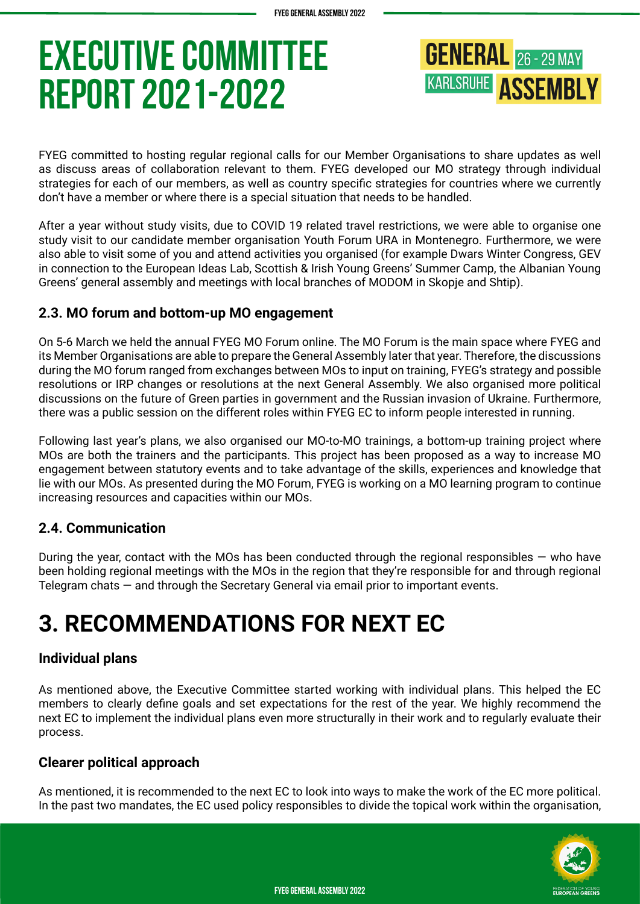# EXECUTIVE COMMITTEE REPORT 2021-2022

FYEG committed to hosting regular regional calls for our Member Organisations to share updates as well as discuss areas of collaboration relevant to them. FYEG developed our MO strategy through individual strategies for each of our members, as well as country specific strategies for countries where we currently don't have a member or where there is a special situation that needs to be handled.

After a year without study visits, due to COVID 19 related travel restrictions, we were able to organise one study visit to our candidate member organisation Youth Forum URA in Montenegro. Furthermore, we were also able to visit some of you and attend activities you organised (for example Dwars Winter Congress, GEV in connection to the European Ideas Lab, Scottish & Irish Young Greens' Summer Camp, the Albanian Young Greens' general assembly and meetings with local branches of MODOM in Skopje and Shtip).

### 2.3. MO forum and bottom-up MO engagement

On 5-6 March we held the annual FYEG MO Forum online. The MO Forum is the main space where FYEG and its Member Organisations are able to prepare the General Assembly later that year. Therefore, the discussions during the MO forum ranged from exchanges between MOs to input on training, FYEG's strategy and possible resolutions or IRP changes or resolutions at the next General Assembly. We also organised more political discussions on the future of Green parties in government and the Russian invasion of Ukraine. Furthermore, there was a public session on the different roles within FYEG EC to inform people interested in running.

Following last year's plans, we also organised our MO-to-MO trainings, a bottom-up training project where MOs are both the trainers and the participants. This project has been proposed as a way to increase MO engagement between statutory events and to take advantage of the skills, experiences and knowledge that lie with our MOs. As presented during the MO Forum, FYEG is working on a MO learning program to continue increasing resources and capacities within our MOs.

### 2.4. Communication

During the year, contact with the MOs has been conducted through the regional responsibles — who have been holding regional meetings with the MOs in the region that they're responsible for and through regional Telegram chats — and through the Secretary General via email prior to important events.

## 3. RECOMMENDATIONS FOR NEXT EC

### Individual plans

As mentioned above, the Executive Committee started working with individual plans. This helped the EC members to clearly define goals and set expectations for the rest of the year. We highly recommend the next EC to implement the individual plans even more structurally in their work and to regularly evaluate their process.

### Clearer political approach

As mentioned, it is recommended to the next EC to look into ways to make the work of the EC more political. In the past two mandates, the EC used policy responsibles to divide the topical work within the organisation,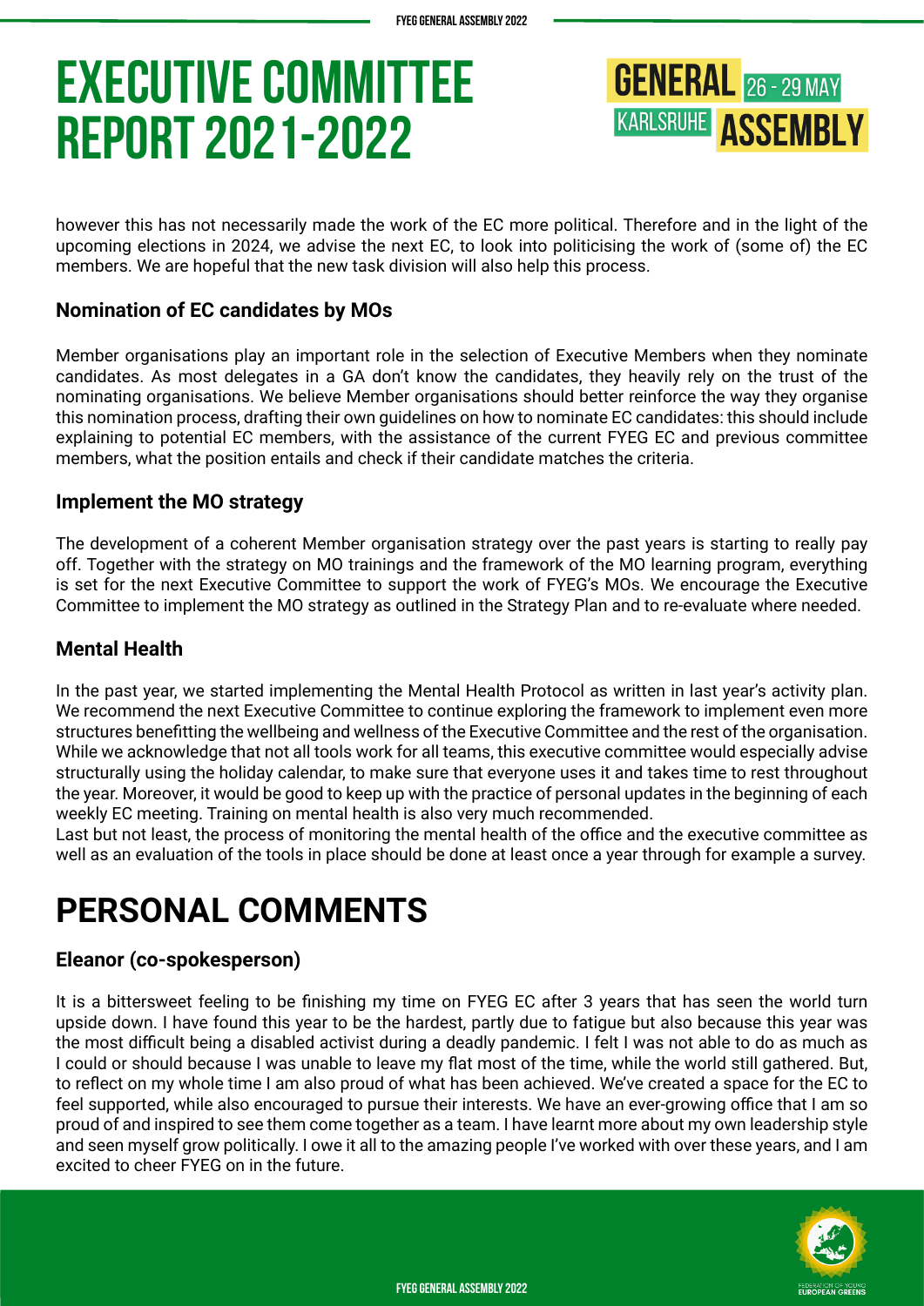however this has not necessarily made the work of the EC more political. Therefore and in the light of the upcoming elections in 2024, we advise the next EC, to look into politicising the work of (some of) the EC members. We are hopeful that the new task division will also help this process.

### Nomination of EC candidates by MOs

Member organisations play an important role in the selection of Executive Members when they nominate candidates. As most delegates in a GA don't know the candidates, they heavily rely on the trust of the nominating organisations. We believe Member organisations should better reinforce the way they organise this nomination process, drafting their own guidelines on how to nominate EC candidates: this should include explaining to potential EC members, with the assistance of the current FYEG EC and previous committee members, what the position entails and check if their candidate matches the criteria.

### Implement the MO strategy

The development of a coherent Member organisation strategy over the past years is starting to really pay off. Together with the strategy on MO trainings and the framework of the MO learning program, everything is set for the next Executive Committee to support the work of FYEG's MOs. We encourage the Executive Committee to implement the MO strategy as outlined in the Strategy Plan and to re-evaluate where needed.

### Mental Health

In the past year, we started implementing the Mental Health Protocol as written in last year's activity plan. We recommend the next Executive Committee to continue exploring the framework to implement even more structures benefitting the wellbeing and wellness of the Executive Committee and the rest of the organisation. While we acknowledge that not all tools work for all teams, this executive committee would especially advise structurally using the holiday calendar, to make sure that everyone uses it and takes time to rest throughout the year. Moreover, it would be good to keep up with the practice of personal updates in the beginning of each weekly EC meeting. Training on mental health is also very much recommended.

Last but not least, the process of monitoring the mental health of the office and the executive committee as well as an evaluation of the tools in place should be done at least once a year through for example a survey.

## PERSONAL COMMENTS

### Eleanor (co-spokesperson)

It is a bittersweet feeling to be finishing my time on FYEG EC after 3 years that has seen the world turn upside down. I have found this year to be the hardest, partly due to fatigue but also because this year was the most difficult being a disabled activist during a deadly pandemic. I felt I was not able to do as much as I could or should because I was unable to leave my flat most of the time, while the world still gathered. But, to reflect on my whole time I am also proud of what has been achieved. We've created a space for the EC to feel supported, while also encouraged to pursue their interests. We have an ever-growing office that I am so proud of and inspired to see them come together as a team. I have learnt more about my own leadership style and seen myself grow politically. I owe it all to the amazing people I've worked with over these years, and I am excited to cheer FYEG on in the future.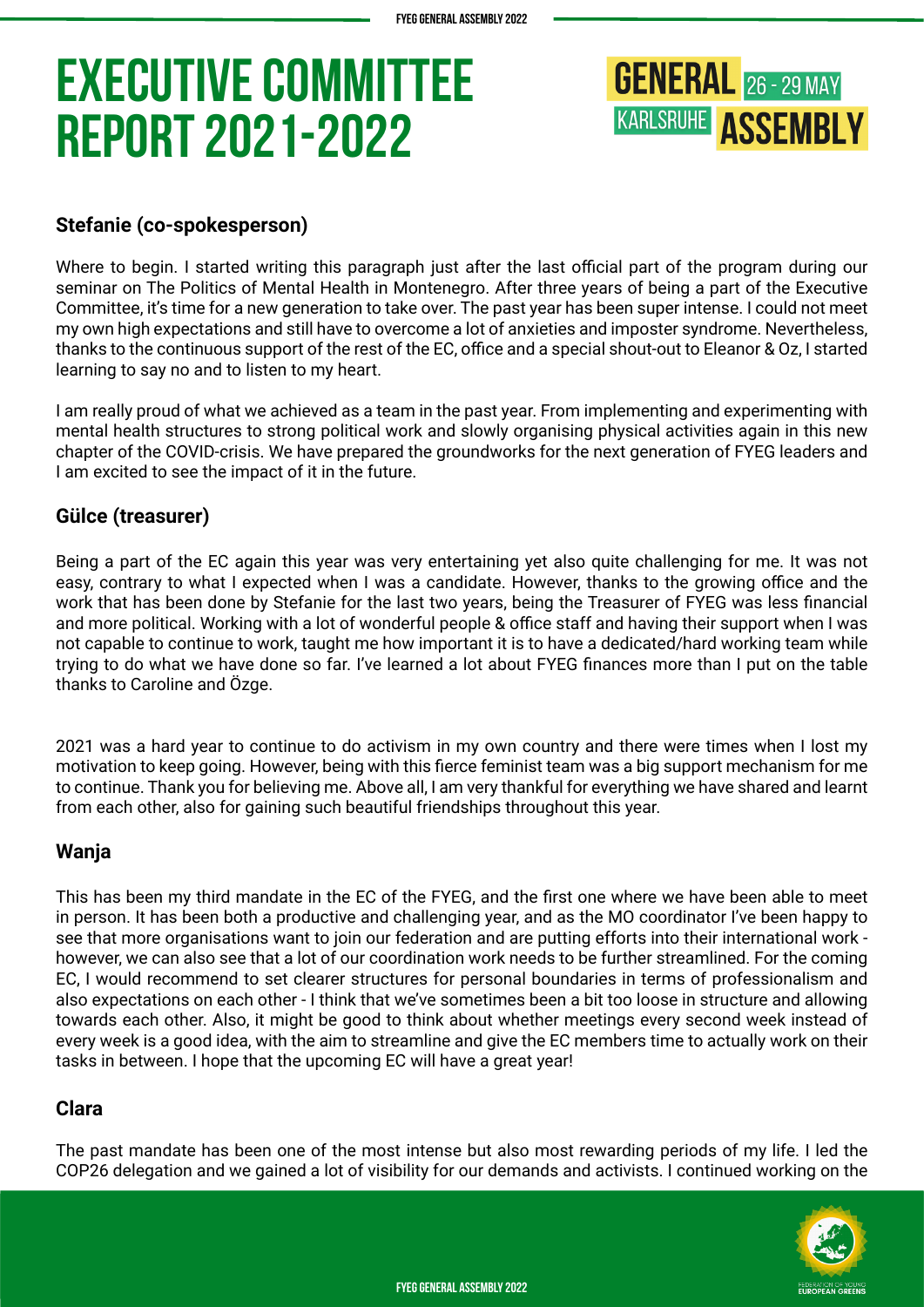# EXECUTIVE COMMITTEE REPORT 2021-2022

GENERAL ASSEMBLY 26 - 29 MAY KARLSRUHE

### Stefanie (co-spokesperson)

Where to begin. I started writing this paragraph just after the last official part of the program during our seminar on The Politics of Mental Health in Montenegro. After three years of being a part of the Executive Committee, it's time for a new generation to take over. The past year has been super intense. I could not meet my own high expectations and still have to overcome a lot of anxieties and imposter syndrome. Nevertheless, thanks to the continuous support of the rest of the EC, office and a special shout-out to Eleanor & Oz, I started learning to say no and to listen to my heart.

I am really proud of what we achieved as a team in the past year. From implementing and experimenting with mental health structures to strong political work and slowly organising physical activities again in this new chapter of the COVID-crisis. We have prepared the groundworks for the next generation of FYEG leaders and I am excited to see the impact of it in the future.

### Gülce (treasurer)

Being a part of the EC again this year was very entertaining yet also quite challenging for me. It was not easy, contrary to what I expected when I was a candidate. However, thanks to the growing office and the work that has been done by Stefanie for the last two years, being the Treasurer of FYEG was less financial and more political. Working with a lot of wonderful people & office staff and having their support when I was not capable to continue to work, taught me how important it is to have a dedicated/hard working team while trying to do what we have done so far. I've learned a lot about FYEG finances more than I put on the table thanks to Caroline and Özge.

2021 was a hard year to continue to do activism in my own country and there were times when I lost my motivation to keep going. However, being with this fierce feminist team was a big support mechanism for me to continue. Thank you for believing me. Above all, I am very thankful for everything we have shared and learnt from each other, also for gaining such beautiful friendships throughout this year.

### Wanja

This has been my third mandate in the EC of the FYEG, and the first one where we have been able to meet in person. It has been both a productive and challenging year, and as the MO coordinator I've been happy to see that more organisations want to join our federation and are putting efforts into their international work - however, we can also see that a lot of our coordination work needs to be further streamlined. For the coming EC, I would recommend to set clearer structures for personal boundaries in terms of professionalism and also expectations on each other - I think that we've sometimes been a bit too loose in structure and allowing towards each other. Also, it might be good to think about whether meetings every second week instead of every week is a good idea, with the aim to streamline and give the EC members time to actually work on their tasks in between. I hope that the upcoming EC will have a great year!

### Clara

The past mandate has been one of the most intense but also most rewarding periods of my life. I led the COP26 delegation and we gained a lot of visibility for our demands and activists. I continued working on the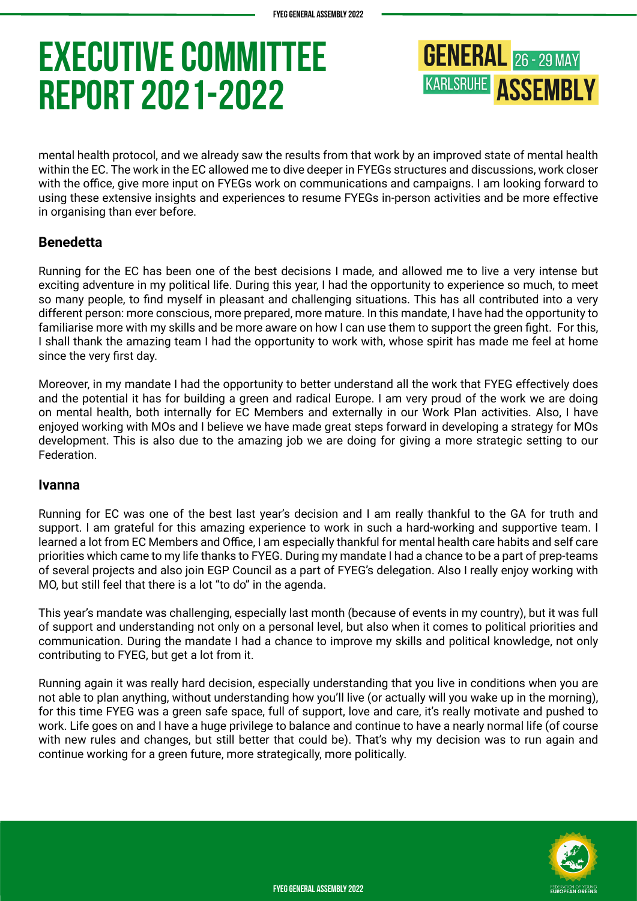mental health protocol, and we already saw the results from that work by an improved state of mental health within the EC. The work in the EC allowed me to dive deeper in FYEGs structures and discussions, work closer with the office, give more input on FYEGs work on communications and campaigns. I am looking forward to using these extensive insights and experiences to resume FYEGs in-person activities and be more effective in organising than ever before.

### Benedetta

Running for the EC has been one of the best decisions I made, and allowed me to live a very intense but exciting adventure in my political life. During this year, I had the opportunity to experience so much, to meet so many people, to find myself in pleasant and challenging situations. This has all contributed into a very different person: more conscious, more prepared, more mature. In this mandate, I have had the opportunity to familiarise more with my skills and be more aware on how I can use them to support the green fight. For this, I shall thank the amazing team I had the opportunity to work with, whose spirit has made me feel at home since the very first day.

Moreover, in my mandate I had the opportunity to better understand all the work that FYEG effectively does and the potential it has for building a green and radical Europe. I am very proud of the work we are doing on mental health, both internally for EC Members and externally in our Work Plan activities. Also, I have enjoyed working with MOs and I believe we have made great steps forward in developing a strategy for MOs development. This is also due to the amazing job we are doing for giving a more strategic setting to our Federation.

### Ivanna

Running for EC was one of the best last year's decision and I am really thankful to the GA for truth and support. I am grateful for this amazing experience to work in such a hard-working and supportive team. I learned a lot from EC Members and Office, I am especially thankful for mental health care habits and self care priorities which came to my life thanks to FYEG. During my mandate I had a chance to be a part of prep-teams of several projects and also join EGP Council as a part of FYEG's delegation. Also I really enjoy working with MO, but still feel that there is a lot "to do" in the agenda.

This year's mandate was challenging, especially last month (because of events in my country), but it was full of support and understanding not only on a personal level, but also when it comes to political priorities and communication. During the mandate I had a chance to improve my skills and political knowledge, not only contributing to FYEG, but get a lot from it.

Running again it was really hard decision, especially understanding that you live in conditions when you are not able to plan anything, without understanding how you'll live (or actually will you wake up in the morning), for this time FYEG was a green safe space, full of support, love and care, it's really motivate and pushed to work. Life goes on and I have a huge privilege to balance and continue to have a nearly normal life (of course with new rules and changes, but still better that could be). That's why my decision was to run again and continue working for a green future, more strategically, more politically.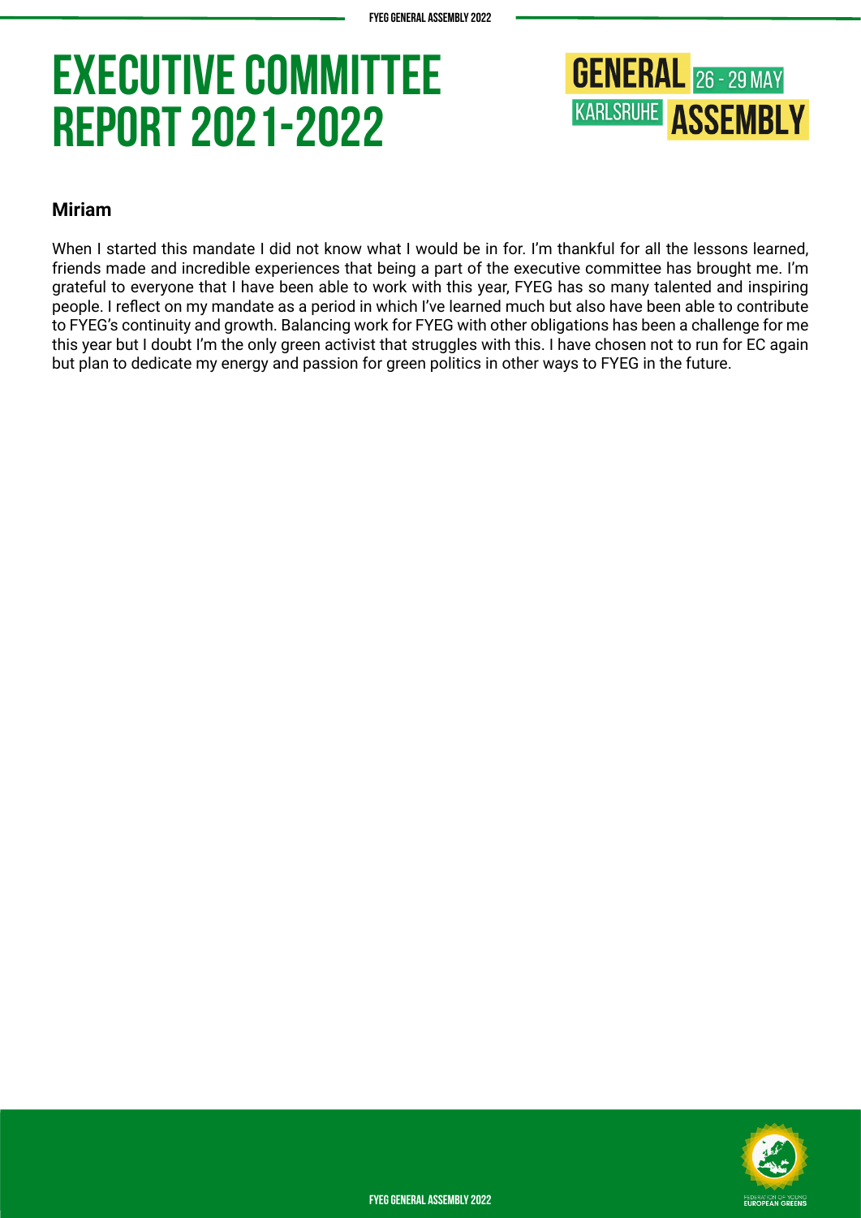# EXECUTIVE COMMITTEE REPORT 2021-2022

GENERAL ASSEMBLY 26 - 29 MAY KARLSRUHE

### Miriam

When I started this mandate I did not know what I would be in for. I'm thankful for all the lessons learned, friends made and incredible experiences that being a part of the executive committee has brought me. I'm grateful to everyone that I have been able to work with this year, FYEG has so many talented and inspiring people. I reflect on my mandate as a period in which I've learned much but also have been able to contribute to FYEG's continuity and growth. Balancing work for FYEG with other obligations has been a challenge for me this year but I doubt I'm the only green activist that struggles with this. I have chosen not to run for EC again but plan to dedicate my energy and passion for green politics in other ways to FYEG in the future.